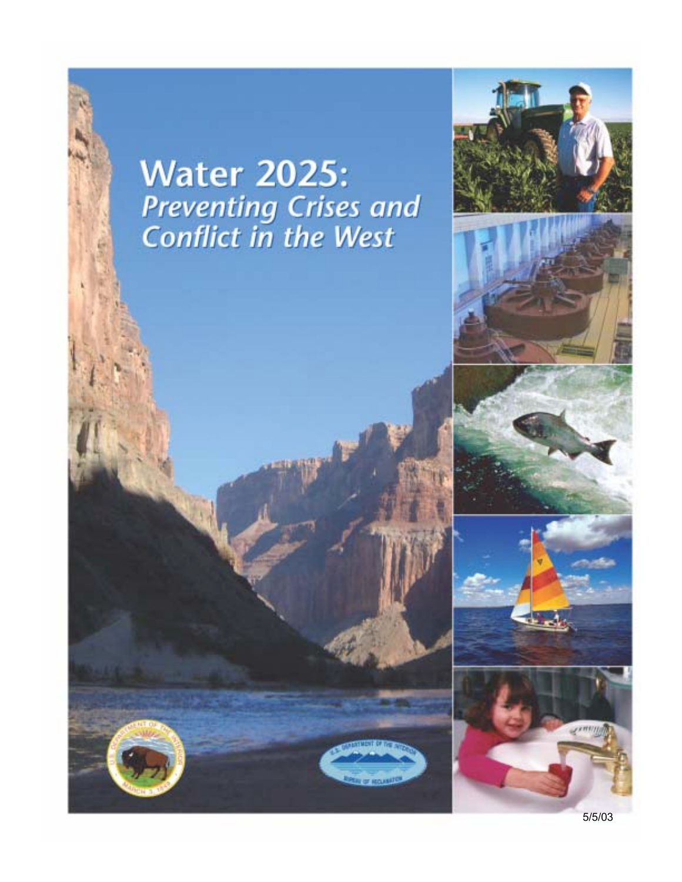# Water 2025:
## *Preventing Crises and Conflict in the West*

5/5/03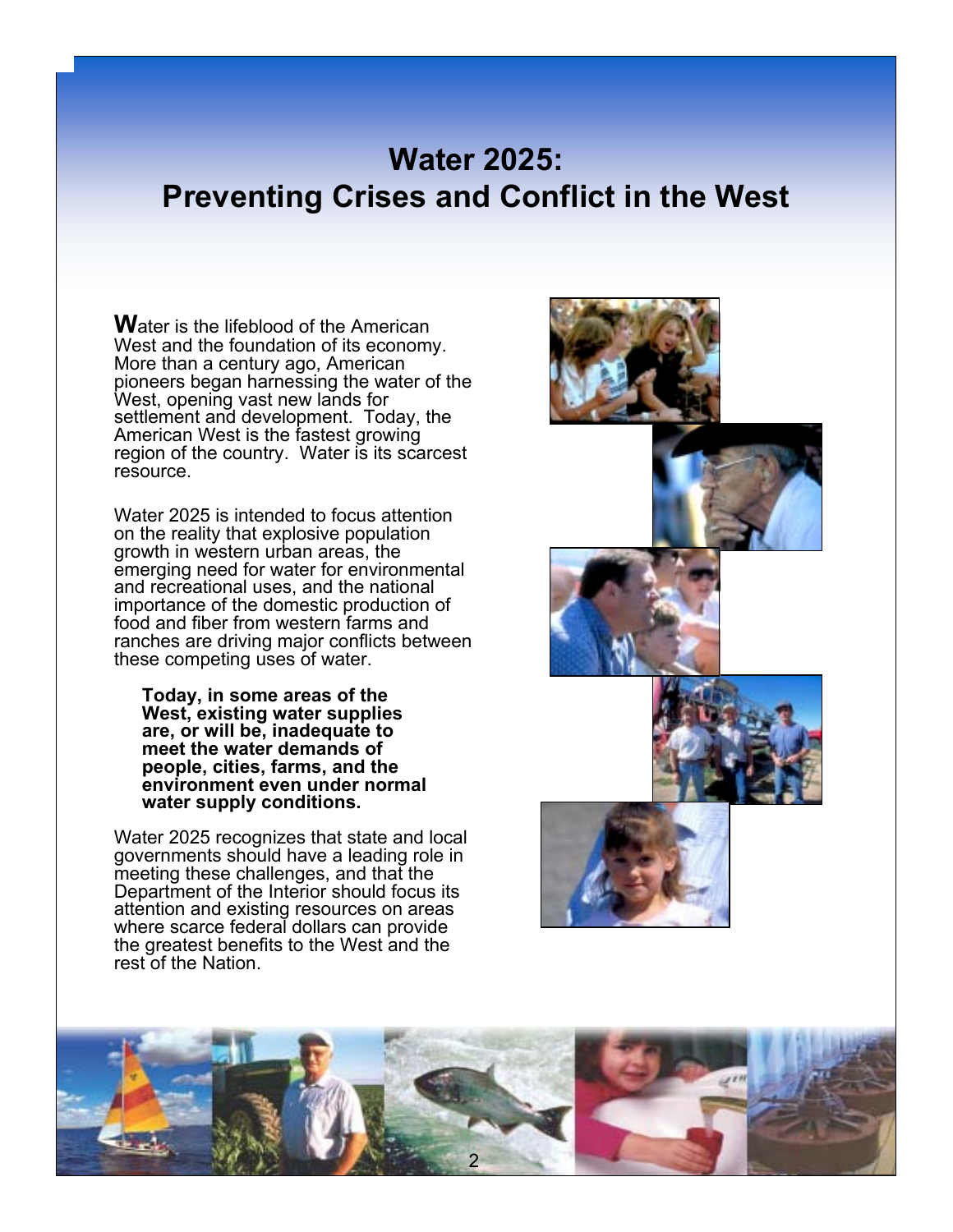# Water 2025: Preventing Crises and Conflict in the West

Water is the lifeblood of the American West and the foundation of its economy. More than a century ago, American pioneers began harnessing the water of the West, opening vast new lands for settlement and development. Today, the American West is the fastest growing region of the country. Water is its scarcest resource.

Water 2025 is intended to focus attention on the reality that explosive population growth in western urban areas, the emerging need for water for environmental and recreational uses, and the national importance of the domestic production of food and fiber from western farms and ranches are driving major conflicts between these competing uses of water.

> **Today, in some areas of the West, existing water supplies are, or will be, inadequate to meet the water demands of people, cities, farms, and the environment even under normal water supply conditions.**

Water 2025 recognizes that state and local governments should have a leading role in meeting these challenges, and that the Department of the Interior should focus its attention and existing resources on areas where scarce federal dollars can provide the greatest benefits to the West and the rest of the Nation.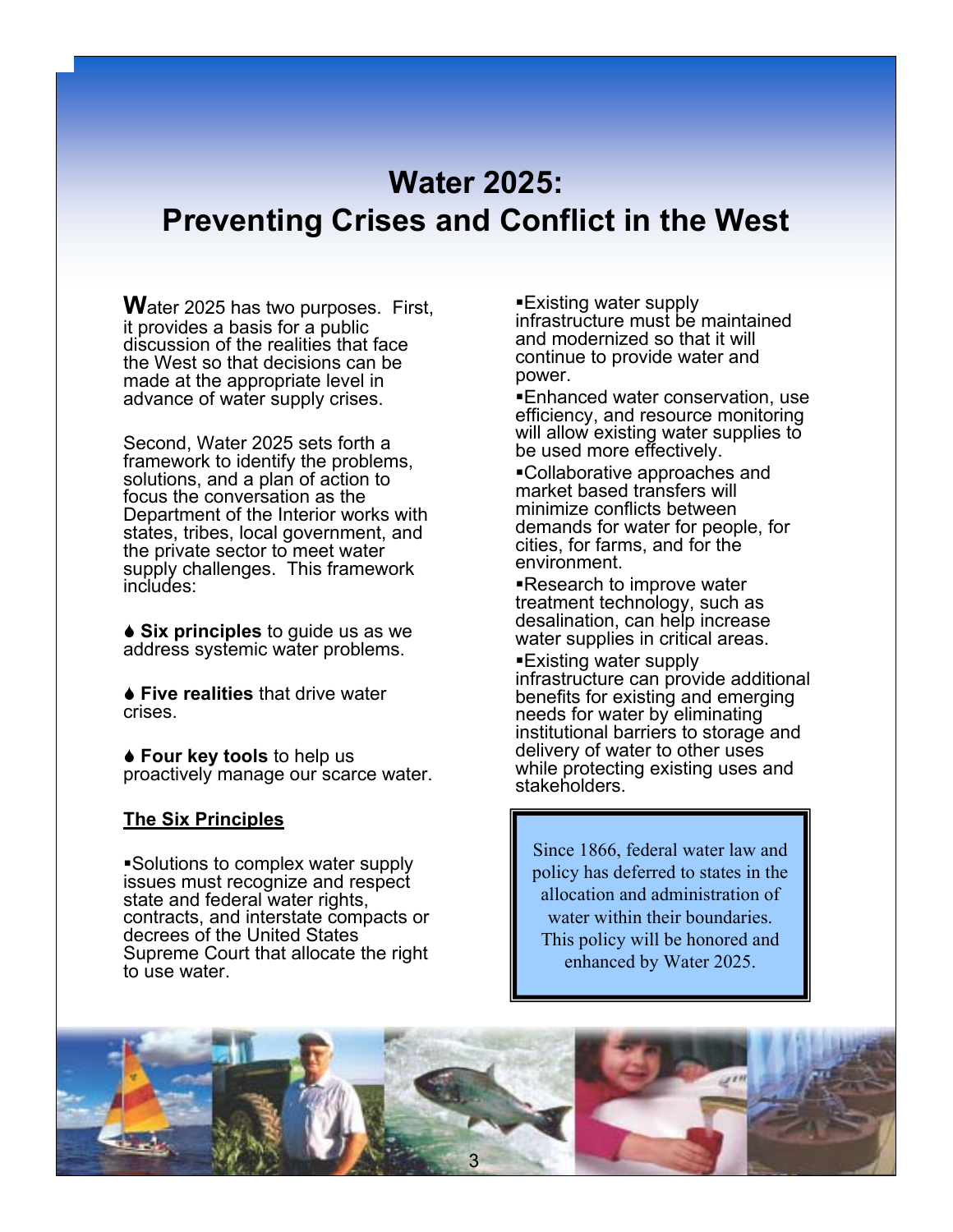# Water 2025:
# Preventing Crises and Conflict in the West

Water 2025 has two purposes. First, it provides a basis for a public discussion of the realities that face the West so that decisions can be made at the appropriate level in advance of water supply crises.

Second, Water 2025 sets forth a framework to identify the problems, solutions, and a plan of action to focus the conversation as the Department of the Interior works with states, tribes, local government, and the private sector to meet water supply challenges. This framework includes:

- **Six principles** to guide us as we address systemic water problems.
- **Five realities** that drive water crises.
- **Four key tools** to help us proactively manage our scarce water.

## The Six Principles

- Solutions to complex water supply issues must recognize and respect state and federal water rights, contracts, and interstate compacts or decrees of the United States Supreme Court that allocate the right to use water.
- Existing water supply infrastructure must be maintained and modernized so that it will continue to provide water and power.
- Enhanced water conservation, use efficiency, and resource monitoring will allow existing water supplies to be used more effectively.
- Collaborative approaches and market based transfers will minimize conflicts between demands for water for people, for cities, for farms, and for the environment.
- Research to improve water treatment technology, such as desalination, can help increase water supplies in critical areas.
- Existing water supply infrastructure can provide additional benefits for existing and emerging needs for water by eliminating institutional barriers to storage and delivery of water to other uses while protecting existing uses and stakeholders.

> Since 1866, federal water law and policy has deferred to states in the allocation and administration of water within their boundaries. This policy will be honored and enhanced by Water 2025.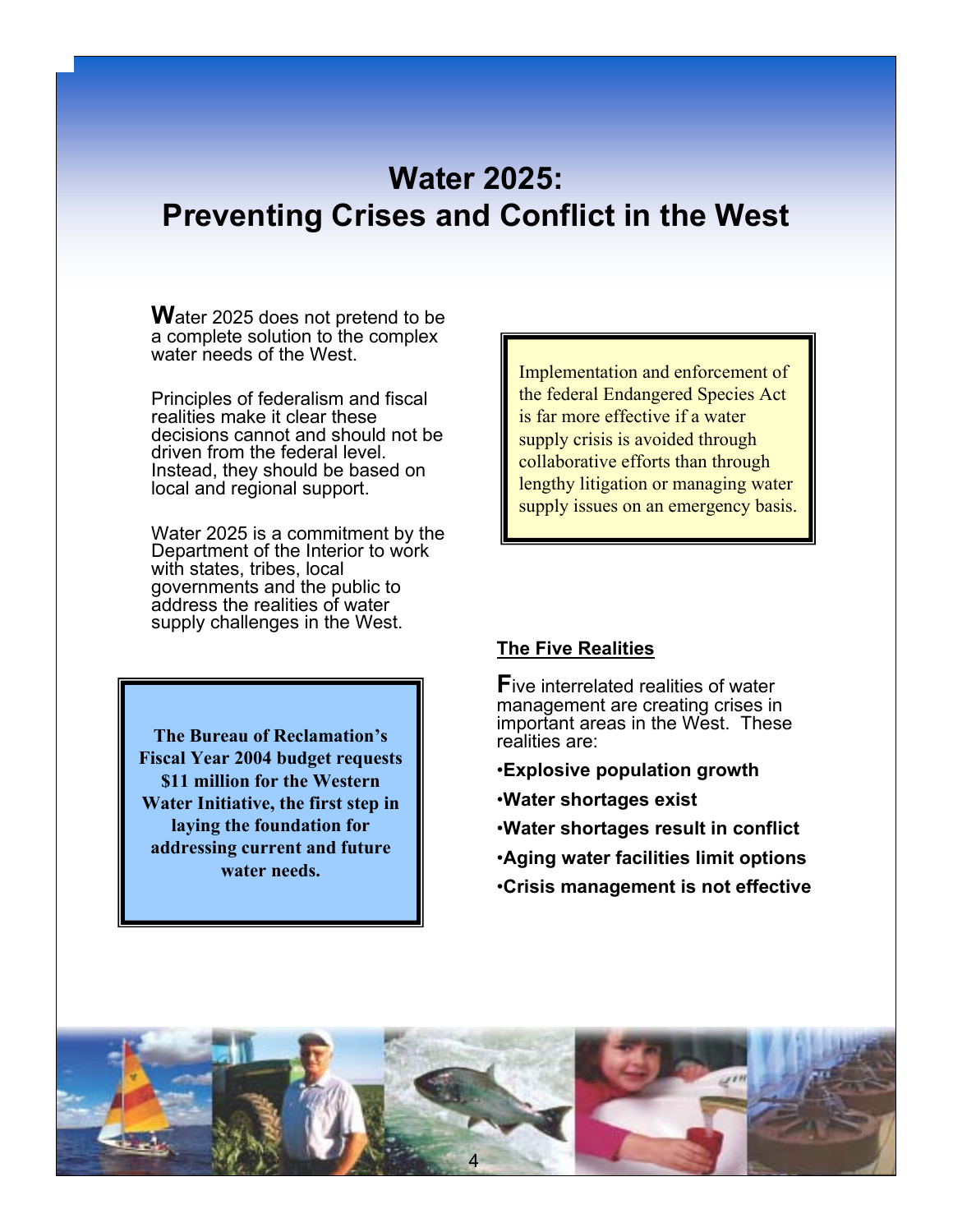# Water 2025: Preventing Crises and Conflict in the West

Water 2025 does not pretend to be a complete solution to the complex water needs of the West.

Principles of federalism and fiscal realities make it clear these decisions cannot and should not be driven from the federal level. Instead, they should be based on local and regional support.

Water 2025 is a commitment by the Department of the Interior to work with states, tribes, local governments and the public to address the realities of water supply challenges in the West.

> **The Bureau of Reclamation's Fiscal Year 2004 budget requests $11 million for the Western Water Initiative, the first step in laying the foundation for addressing current and future water needs.**

> Implementation and enforcement of the federal Endangered Species Act is far more effective if a water supply crisis is avoided through collaborative efforts than through lengthy litigation or managing water supply issues on an emergency basis.

## The Five Realities

Five interrelated realities of water management are creating crises in important areas in the West. These realities are:

- **Explosive population growth**
- **Water shortages exist**
- **Water shortages result in conflict**
- **Aging water facilities limit options**
- **Crisis management is not effective**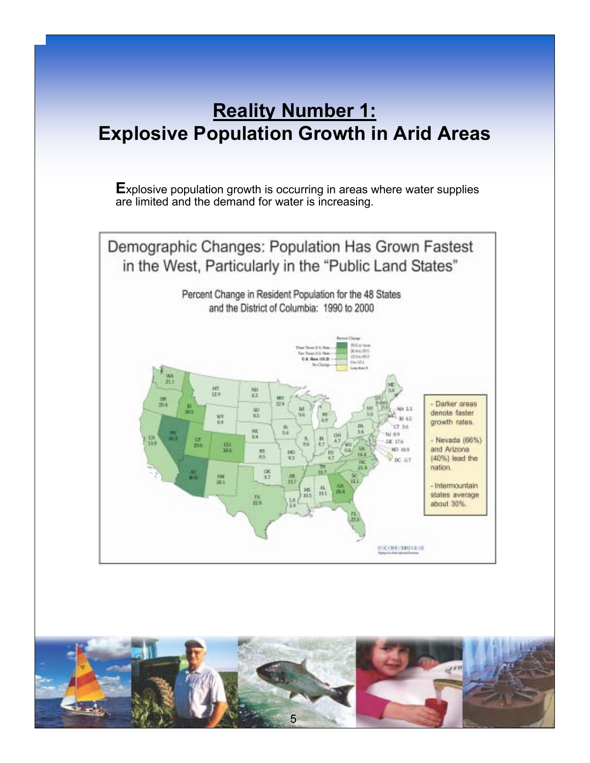# Reality Number 1: Explosive Population Growth in Arid Areas

**E**xplosive population growth is occurring in areas where water supplies are limited and the demand for water is increasing.

## Demographic Changes: Population Has Grown Fastest in the West, Particularly in the "Public Land States"

Percent Change in Resident Population for the 48 States and the District of Columbia: 1990 to 2000

- Darker areas denote faster growth rates.
- Nevada (66%) and Arizona (40%) lead the nation.
- Intermountain states average about 30%.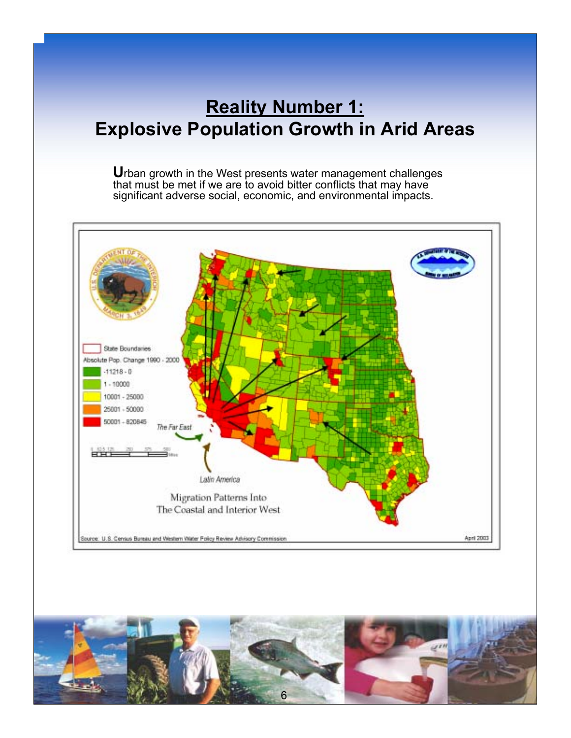## Reality Number 1:
## Explosive Population Growth in Arid Areas

**U**rban growth in the West presents water management challenges that must be met if we are to avoid bitter conflicts that may have significant adverse social, economic, and environmental impacts.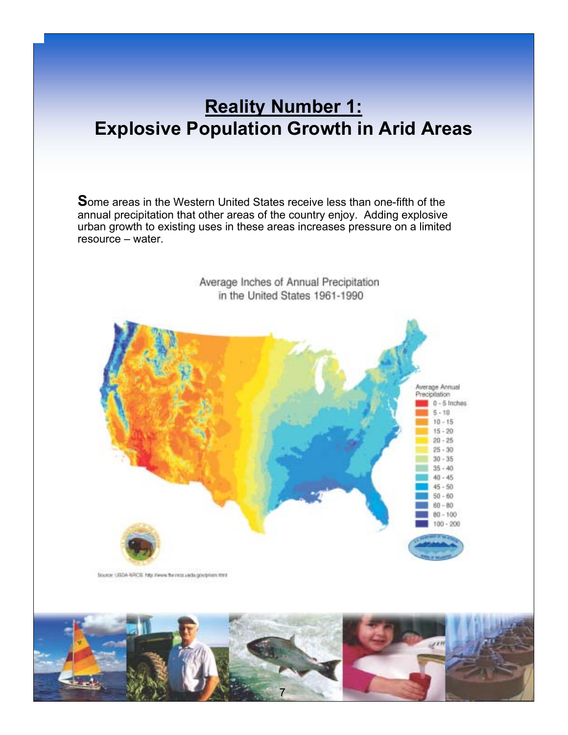# Reality Number 1: Explosive Population Growth in Arid Areas

**S**ome areas in the Western United States receive less than one-fifth of the annual precipitation that other areas of the country enjoy. Adding explosive urban growth to existing uses in these areas increases pressure on a limited resource – water.

Average Inches of Annual Precipitation in the United States 1961-1990

Average Annual Precipitation

- 0 - 5 Inches
- 5 - 10
- 10 - 15
- 15 - 20
- 20 - 25
- 25 - 30
- 30 - 35
- 35 - 40
- 40 - 45
- 45 - 50
- 50 - 60
- 60 - 80
- 80 - 100
- 100 - 200

Source: USDA-NRCS http://www.ftw.nrcs.usda.gov/prism.html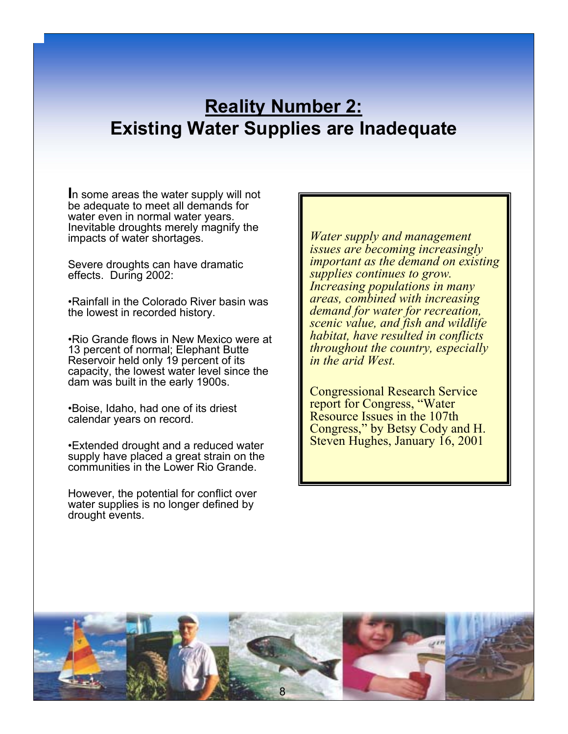## Reality Number 2:
## Existing Water Supplies are Inadequate

In some areas the water supply will not be adequate to meet all demands for water even in normal water years. Inevitable droughts merely magnify the impacts of water shortages.

Severe droughts can have dramatic effects. During 2002:

- Rainfall in the Colorado River basin was the lowest in recorded history.
- Rio Grande flows in New Mexico were at 13 percent of normal; Elephant Butte Reservoir held only 19 percent of its capacity, the lowest water level since the dam was built in the early 1900s.
- Boise, Idaho, had one of its driest calendar years on record.
- Extended drought and a reduced water supply have placed a great strain on the communities in the Lower Rio Grande.

However, the potential for conflict over water supplies is no longer defined by drought events.

> *Water supply and management issues are becoming increasingly important as the demand on existing supplies continues to grow. Increasing populations in many areas, combined with increasing demand for water for recreation, scenic value, and fish and wildlife habitat, have resulted in conflicts throughout the country, especially in the arid West.*
>
> Congressional Research Service report for Congress, "Water Resource Issues in the 107th Congress," by Betsy Cody and H. Steven Hughes, January 16, 2001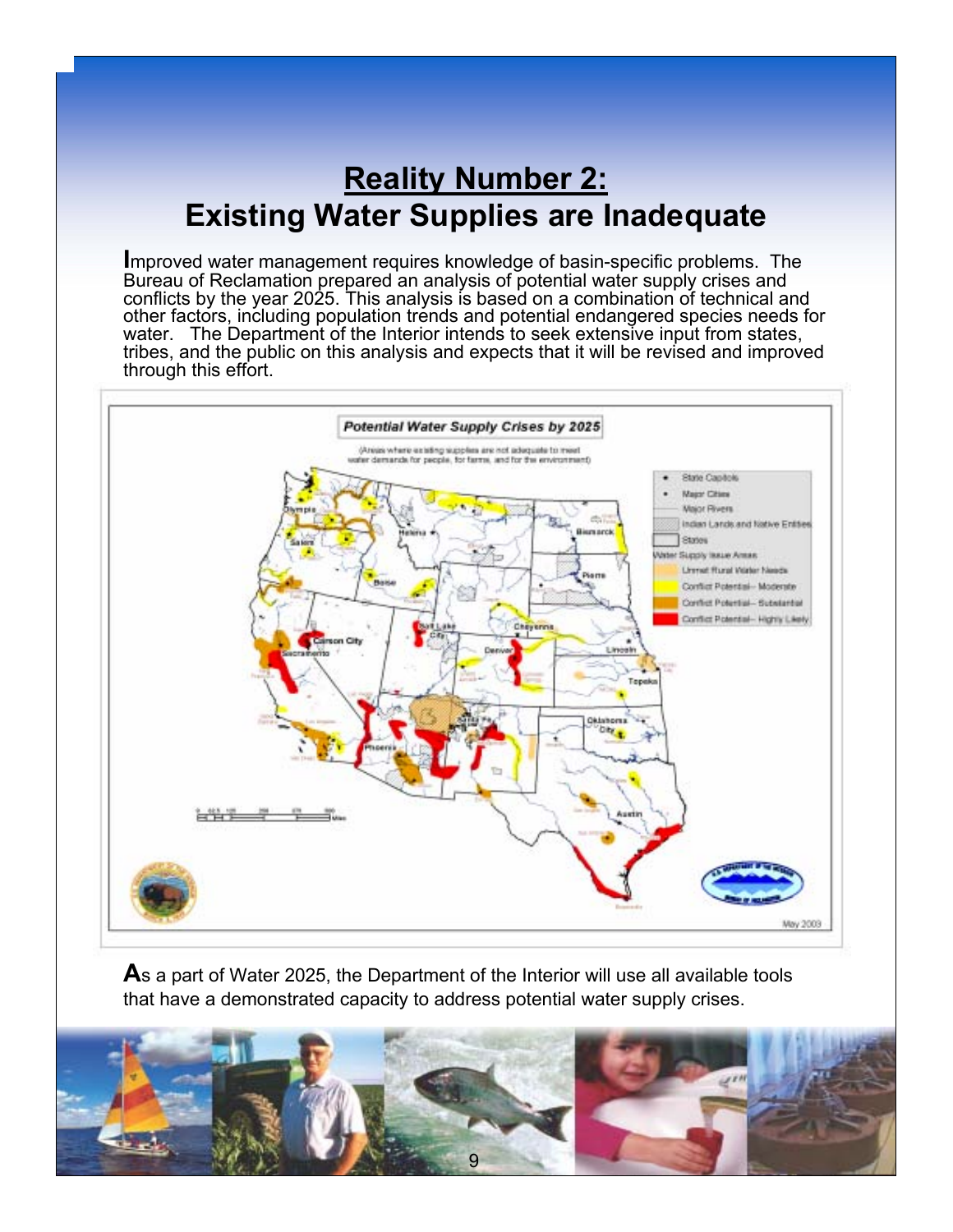# Reality Number 2: Existing Water Supplies are Inadequate

Improved water management requires knowledge of basin-specific problems. The Bureau of Reclamation prepared an analysis of potential water supply crises and conflicts by the year 2025. This analysis is based on a combination of technical and other factors, including population trends and potential endangered species needs for water. The Department of the Interior intends to seek extensive input from states, tribes, and the public on this analysis and expects that it will be revised and improved through this effort.

**Potential Water Supply Crises by 2025**

(Areas where existing supplies are not adequate to meet water demands for people, for farms, and for the environment)

As a part of Water 2025, the Department of the Interior will use all available tools that have a demonstrated capacity to address potential water supply crises.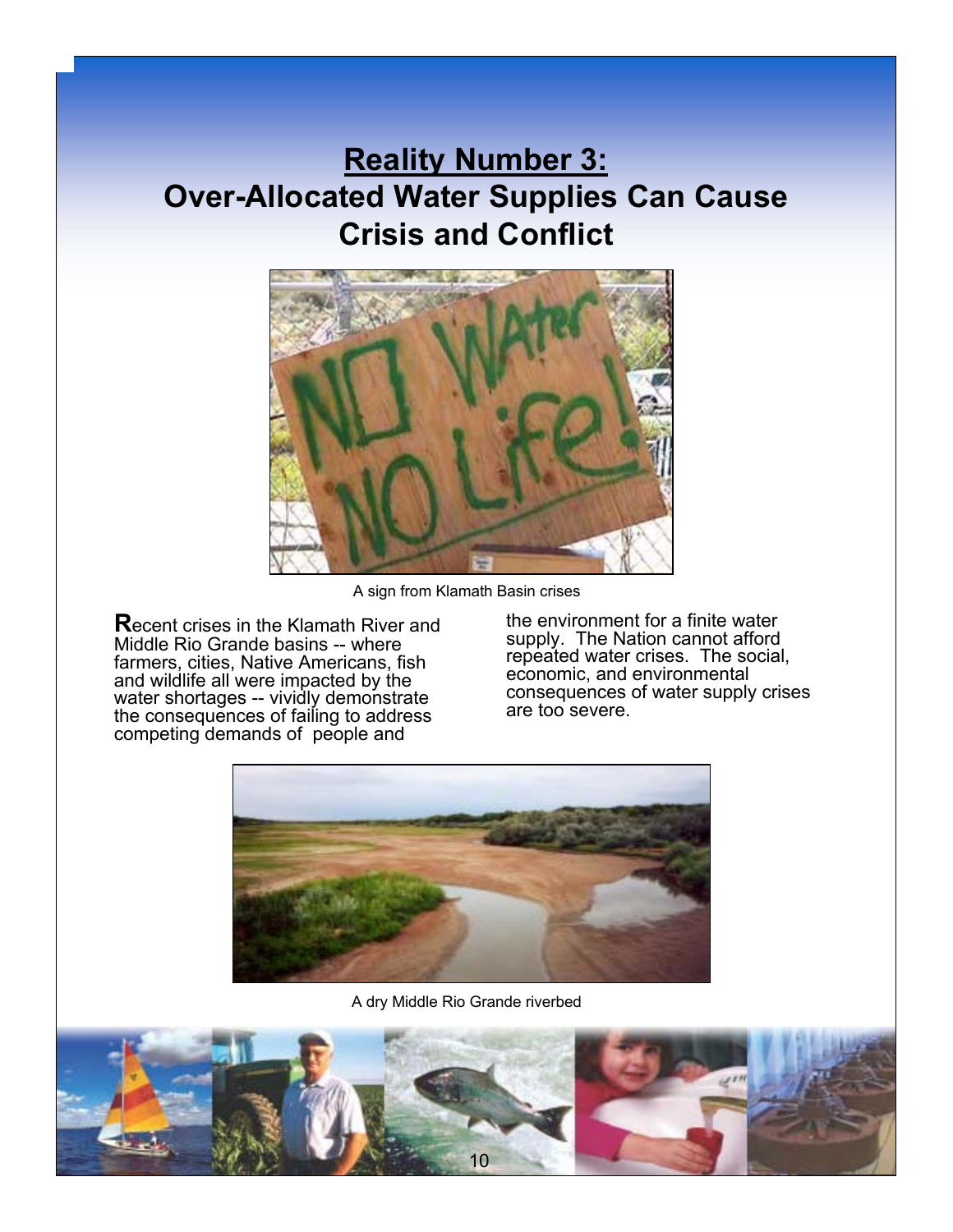# Reality Number 3: Over-Allocated Water Supplies Can Cause Crisis and Conflict

A sign from Klamath Basin crises

Recent crises in the Klamath River and Middle Rio Grande basins -- where farmers, cities, Native Americans, fish and wildlife all were impacted by the water shortages -- vividly demonstrate the consequences of failing to address competing demands of people and the environment for a finite water supply. The Nation cannot afford repeated water crises. The social, economic, and environmental consequences of water supply crises are too severe.

A dry Middle Rio Grande riverbed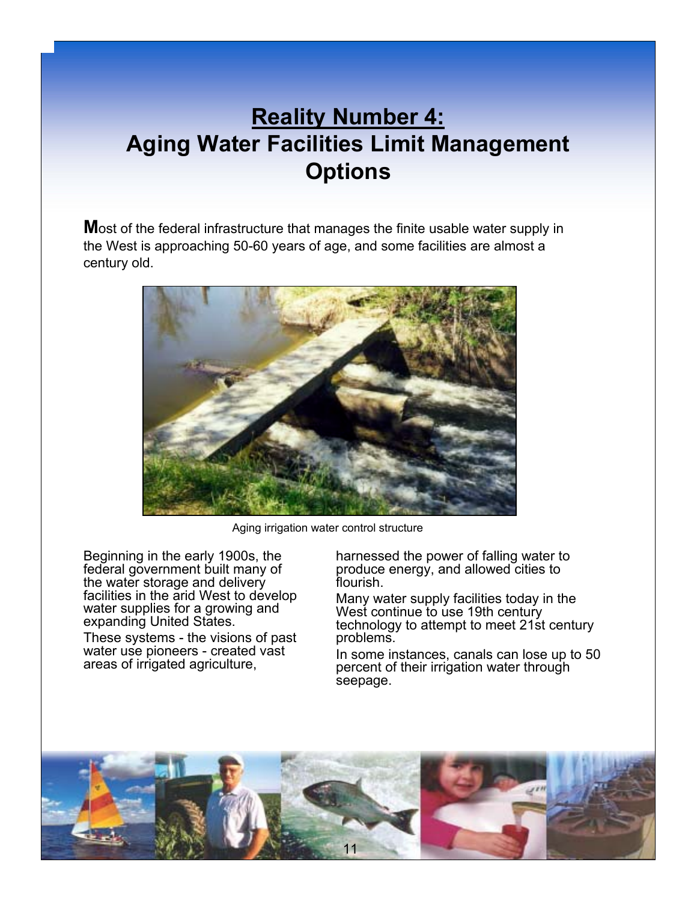# Reality Number 4:
# Aging Water Facilities Limit Management Options

**M**ost of the federal infrastructure that manages the finite usable water supply in the West is approaching 50-60 years of age, and some facilities are almost a century old.

Aging irrigation water control structure

Beginning in the early 1900s, the federal government built many of the water storage and delivery facilities in the arid West to develop water supplies for a growing and expanding United States.

These systems - the visions of past water use pioneers - created vast areas of irrigated agriculture, harnessed the power of falling water to produce energy, and allowed cities to flourish.

Many water supply facilities today in the West continue to use 19th century technology to attempt to meet 21st century problems.

In some instances, canals can lose up to 50 percent of their irrigation water through seepage.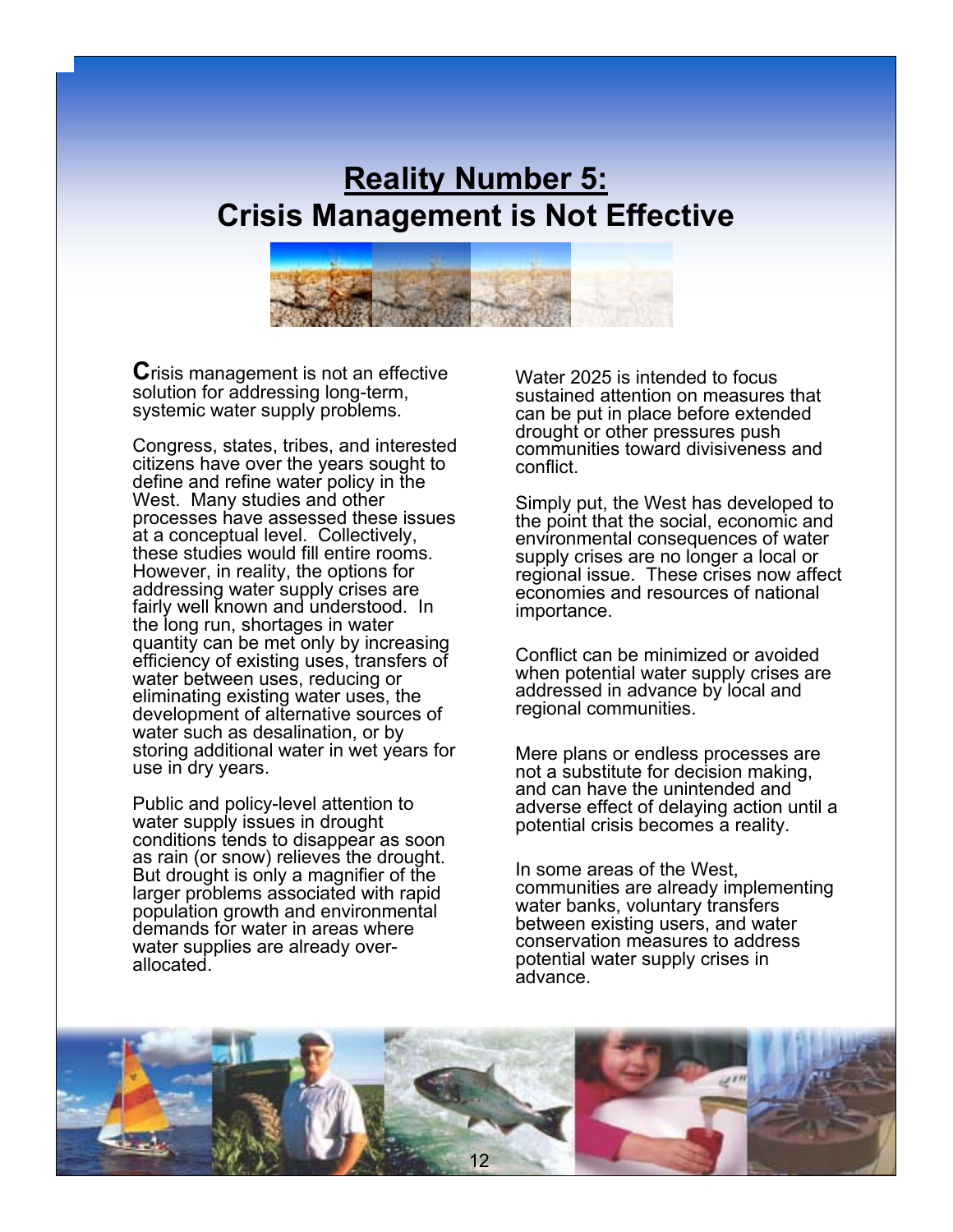# Reality Number 5: Crisis Management is Not Effective

Crisis management is not an effective solution for addressing long-term, systemic water supply problems.

Congress, states, tribes, and interested citizens have over the years sought to define and refine water policy in the West. Many studies and other processes have assessed these issues at a conceptual level. Collectively, these studies would fill entire rooms. However, in reality, the options for addressing water supply crises are fairly well known and understood. In the long run, shortages in water quantity can be met only by increasing efficiency of existing uses, transfers of water between uses, reducing or eliminating existing water uses, the development of alternative sources of water such as desalination, or by storing additional water in wet years for use in dry years.

Public and policy-level attention to water supply issues in drought conditions tends to disappear as soon as rain (or snow) relieves the drought. But drought is only a magnifier of the larger problems associated with rapid population growth and environmental demands for water in areas where water supplies are already over-allocated.

Water 2025 is intended to focus sustained attention on measures that can be put in place before extended drought or other pressures push communities toward divisiveness and conflict.

Simply put, the West has developed to the point that the social, economic and environmental consequences of water supply crises are no longer a local or regional issue. These crises now affect economies and resources of national importance.

Conflict can be minimized or avoided when potential water supply crises are addressed in advance by local and regional communities.

Mere plans or endless processes are not a substitute for decision making, and can have the unintended and adverse effect of delaying action until a potential crisis becomes a reality.

In some areas of the West, communities are already implementing water banks, voluntary transfers between existing users, and water conservation measures to address potential water supply crises in advance.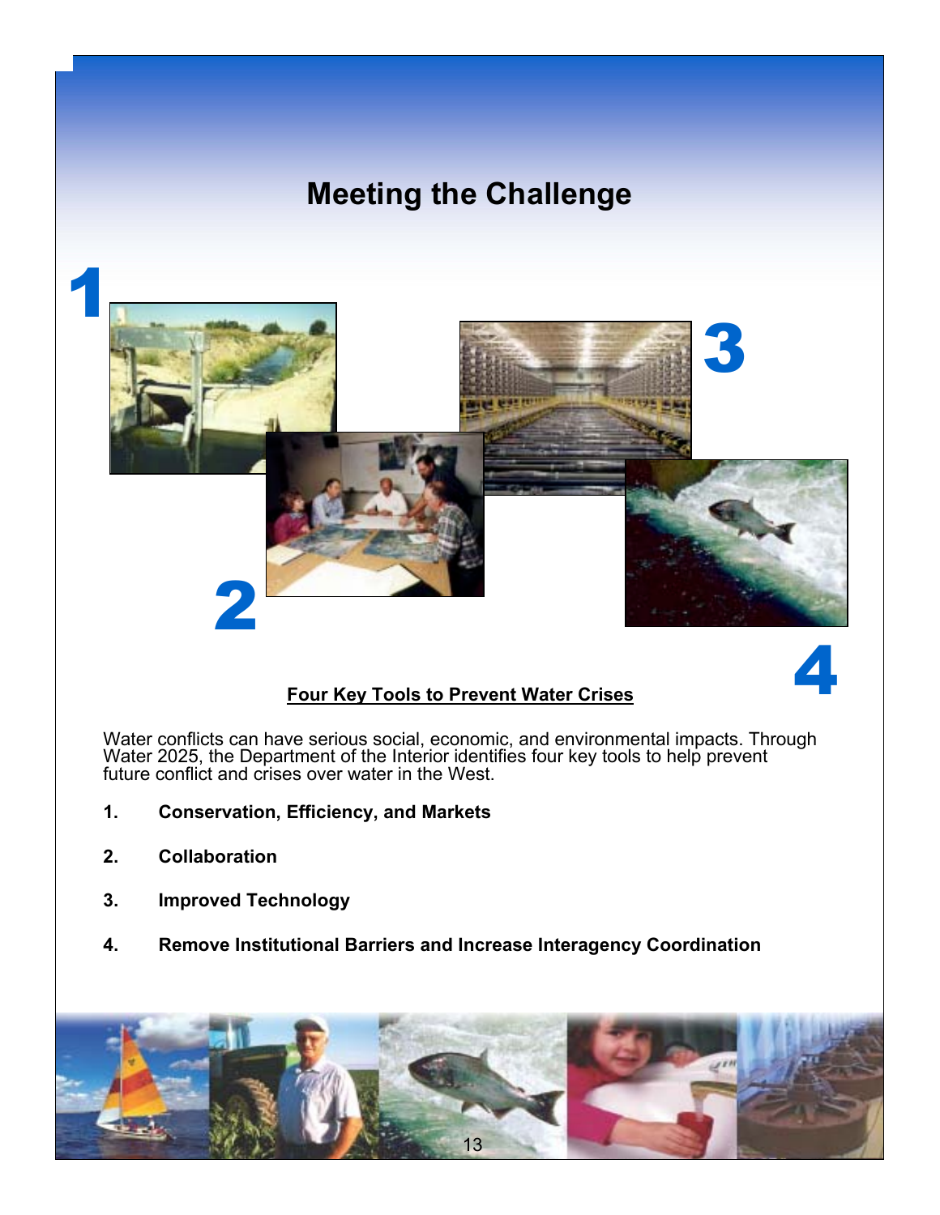# Meeting the Challenge

## Four Key Tools to Prevent Water Crises

Water conflicts can have serious social, economic, and environmental impacts. Through Water 2025, the Department of the Interior identifies four key tools to help prevent future conflict and crises over water in the West.

1. **Conservation, Efficiency, and Markets**
2. **Collaboration**
3. **Improved Technology**
4. **Remove Institutional Barriers and Increase Interagency Coordination**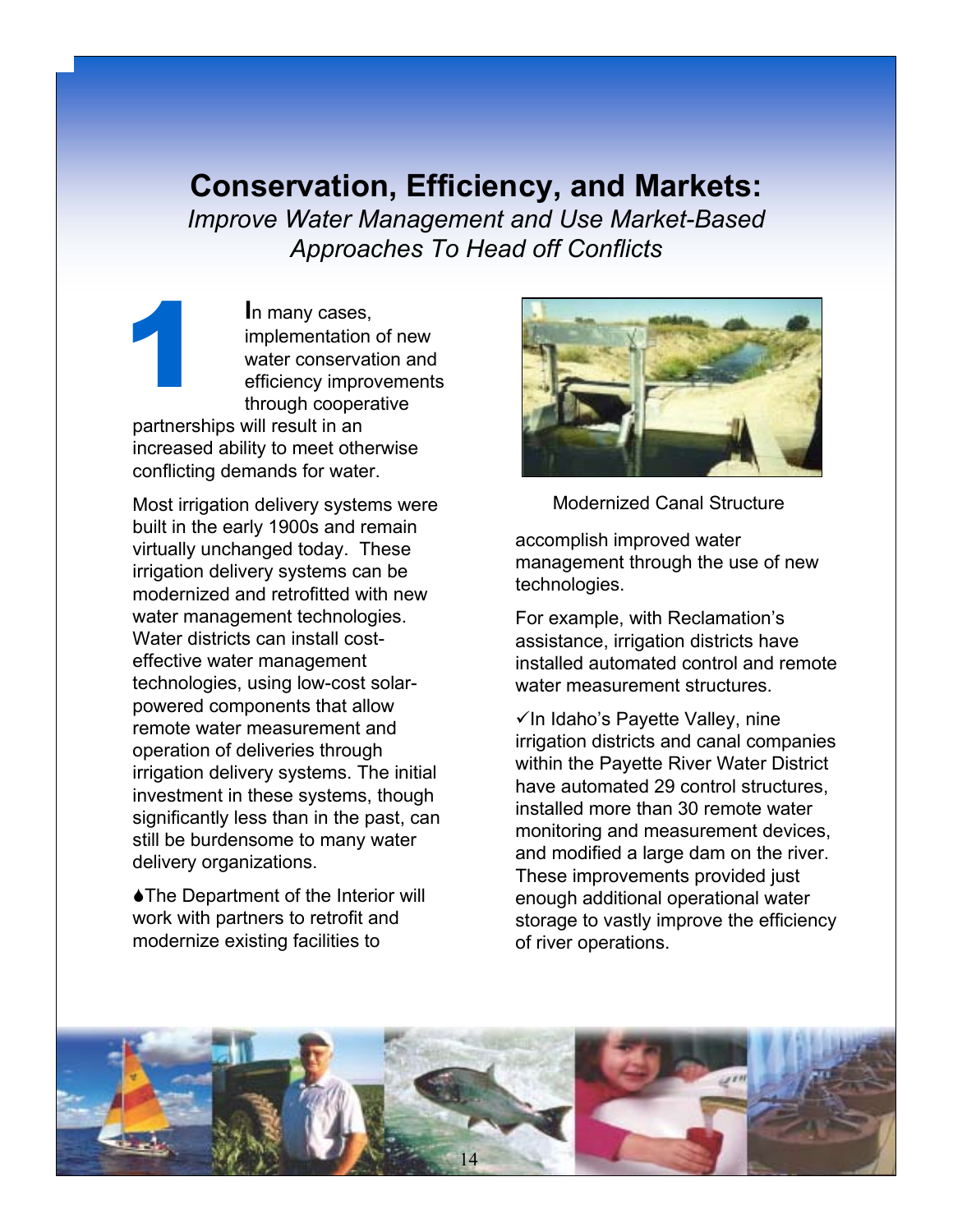# Conservation, Efficiency, and Markets:

*Improve Water Management and Use Market-Based Approaches To Head off Conflicts*

**1** **I**n many cases, implementation of new water conservation and efficiency improvements through cooperative partnerships will result in an increased ability to meet otherwise conflicting demands for water.

Most irrigation delivery systems were built in the early 1900s and remain virtually unchanged today. These irrigation delivery systems can be modernized and retrofitted with new water management technologies. Water districts can install cost-effective water management technologies, using low-cost solar-powered components that allow remote water measurement and operation of deliveries through irrigation delivery systems. The initial investment in these systems, though significantly less than in the past, can still be burdensome to many water delivery organizations.

♦The Department of the Interior will work with partners to retrofit and modernize existing facilities to accomplish improved water management through the use of new technologies.

Modernized Canal Structure

For example, with Reclamation's assistance, irrigation districts have installed automated control and remote water measurement structures.

✓In Idaho's Payette Valley, nine irrigation districts and canal companies within the Payette River Water District have automated 29 control structures, installed more than 30 remote water monitoring and measurement devices, and modified a large dam on the river. These improvements provided just enough additional operational water storage to vastly improve the efficiency of river operations.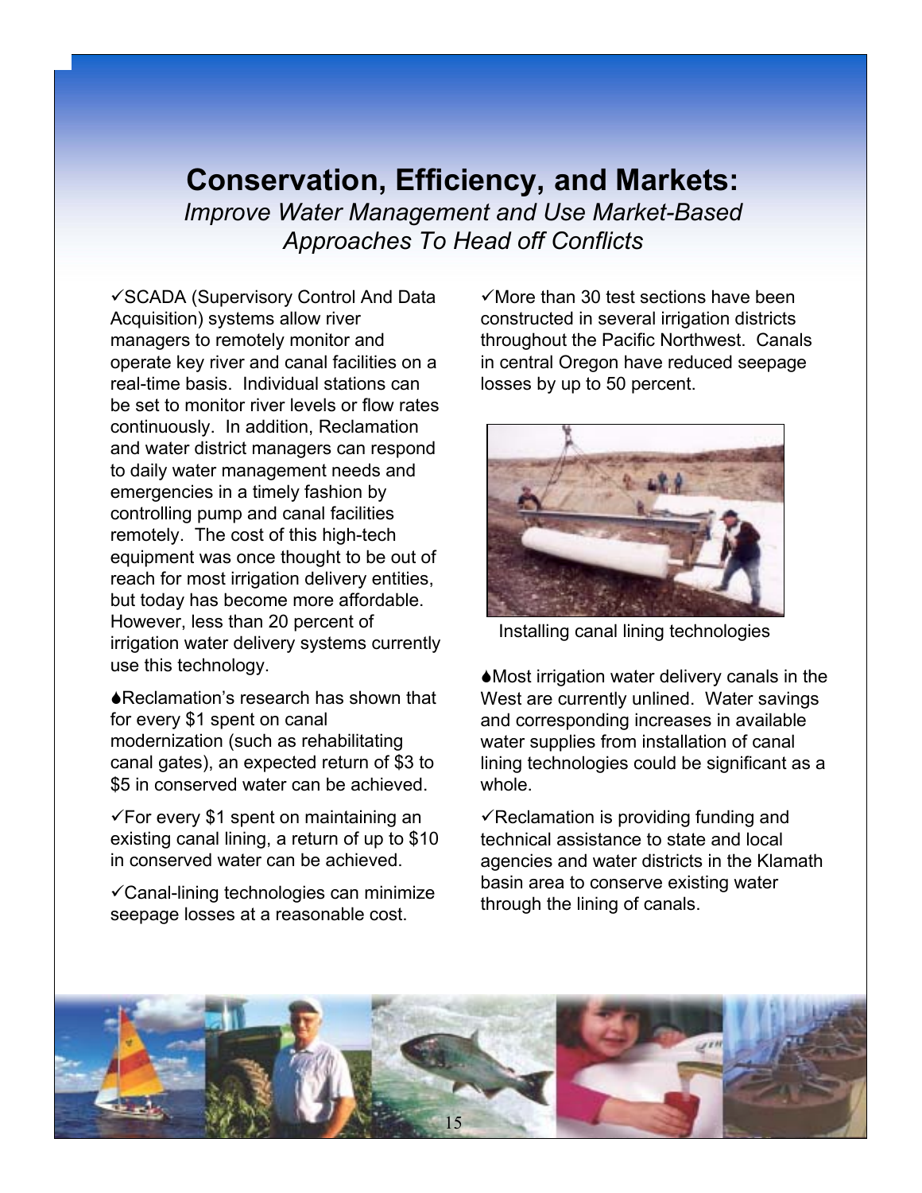# Conservation, Efficiency, and Markets:

*Improve Water Management and Use Market-Based Approaches To Head off Conflicts*

✓SCADA (Supervisory Control And Data Acquisition) systems allow river managers to remotely monitor and operate key river and canal facilities on a real-time basis. Individual stations can be set to monitor river levels or flow rates continuously. In addition, Reclamation and water district managers can respond to daily water management needs and emergencies in a timely fashion by controlling pump and canal facilities remotely. The cost of this high-tech equipment was once thought to be out of reach for most irrigation delivery entities, but today has become more affordable. However, less than 20 percent of irrigation water delivery systems currently use this technology.

♦Reclamation's research has shown that for every $1 spent on canal modernization (such as rehabilitating canal gates), an expected return of $3 to $5 in conserved water can be achieved.

✓For every $1 spent on maintaining an existing canal lining, a return of up to $10 in conserved water can be achieved.

✓Canal-lining technologies can minimize seepage losses at a reasonable cost.

✓More than 30 test sections have been constructed in several irrigation districts throughout the Pacific Northwest. Canals in central Oregon have reduced seepage losses by up to 50 percent.

Installing canal lining technologies

♦Most irrigation water delivery canals in the West are currently unlined. Water savings and corresponding increases in available water supplies from installation of canal lining technologies could be significant as a whole.

✓Reclamation is providing funding and technical assistance to state and local agencies and water districts in the Klamath basin area to conserve existing water through the lining of canals.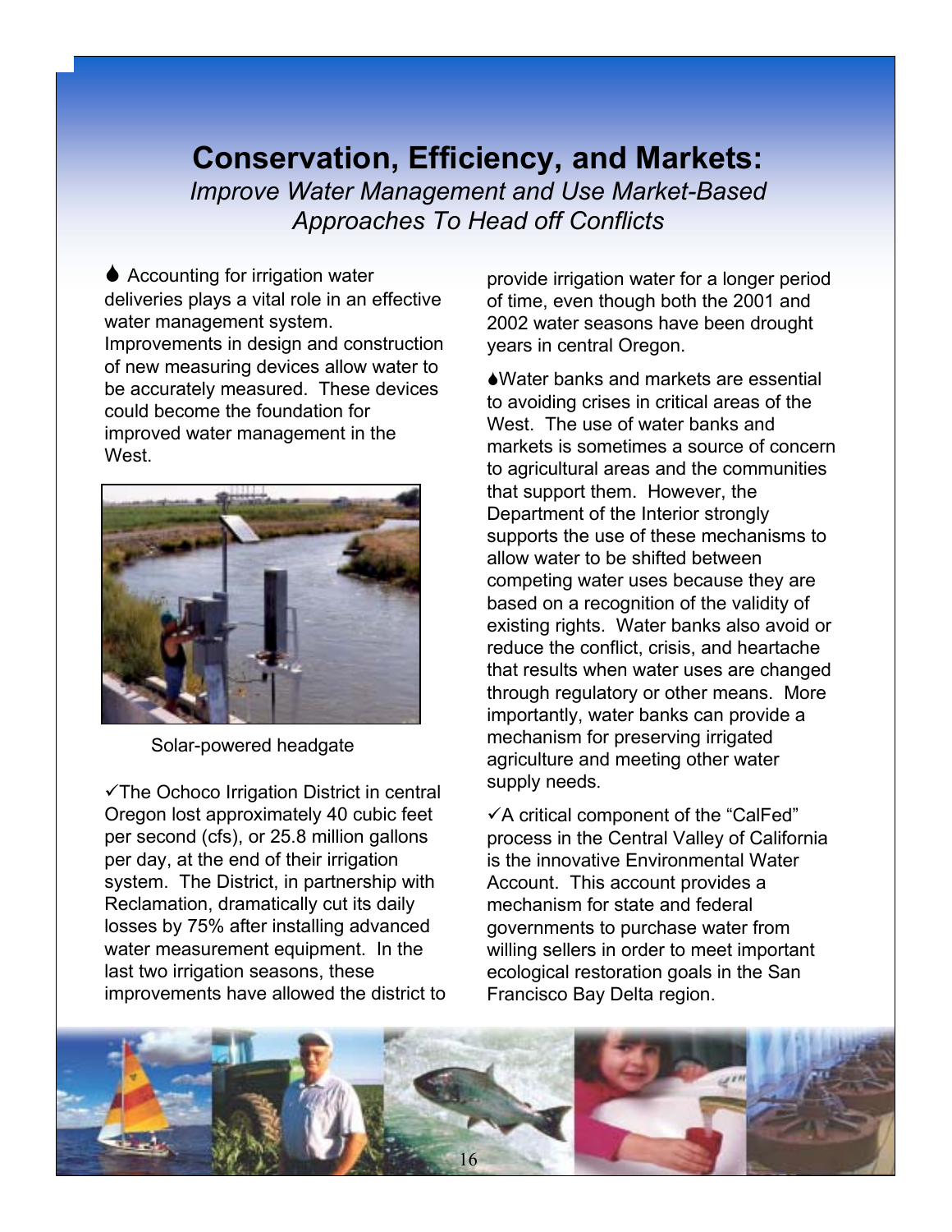# Conservation, Efficiency, and Markets:

*Improve Water Management and Use Market-Based Approaches To Head off Conflicts*

💧 Accounting for irrigation water deliveries plays a vital role in an effective water management system. Improvements in design and construction of new measuring devices allow water to be accurately measured. These devices could become the foundation for improved water management in the West.

Solar-powered headgate

✓The Ochoco Irrigation District in central Oregon lost approximately 40 cubic feet per second (cfs), or 25.8 million gallons per day, at the end of their irrigation system. The District, in partnership with Reclamation, dramatically cut its daily losses by 75% after installing advanced water measurement equipment. In the last two irrigation seasons, these improvements have allowed the district to provide irrigation water for a longer period of time, even though both the 2001 and 2002 water seasons have been drought years in central Oregon.

💧Water banks and markets are essential to avoiding crises in critical areas of the West. The use of water banks and markets is sometimes a source of concern to agricultural areas and the communities that support them. However, the Department of the Interior strongly supports the use of these mechanisms to allow water to be shifted between competing water uses because they are based on a recognition of the validity of existing rights. Water banks also avoid or reduce the conflict, crisis, and heartache that results when water uses are changed through regulatory or other means. More importantly, water banks can provide a mechanism for preserving irrigated agriculture and meeting other water supply needs.

✓A critical component of the "CalFed" process in the Central Valley of California is the innovative Environmental Water Account. This account provides a mechanism for state and federal governments to purchase water from willing sellers in order to meet important ecological restoration goals in the San Francisco Bay Delta region.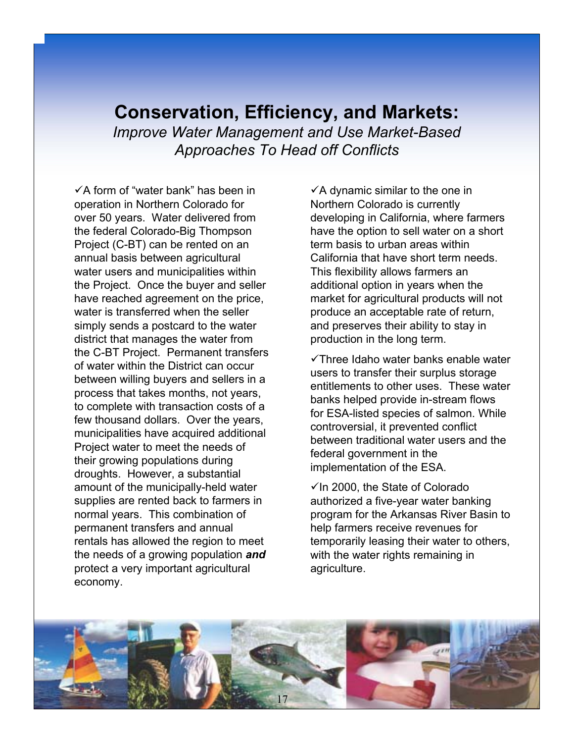# Conservation, Efficiency, and Markets:

*Improve Water Management and Use Market-Based Approaches To Head off Conflicts*

✓A form of "water bank" has been in operation in Northern Colorado for over 50 years. Water delivered from the federal Colorado-Big Thompson Project (C-BT) can be rented on an annual basis between agricultural water users and municipalities within the Project. Once the buyer and seller have reached agreement on the price, water is transferred when the seller simply sends a postcard to the water district that manages the water from the C-BT Project. Permanent transfers of water within the District can occur between willing buyers and sellers in a process that takes months, not years, to complete with transaction costs of a few thousand dollars. Over the years, municipalities have acquired additional Project water to meet the needs of their growing populations during droughts. However, a substantial amount of the municipally-held water supplies are rented back to farmers in normal years. This combination of permanent transfers and annual rentals has allowed the region to meet the needs of a growing population ***and*** protect a very important agricultural economy.

✓A dynamic similar to the one in Northern Colorado is currently developing in California, where farmers have the option to sell water on a short term basis to urban areas within California that have short term needs. This flexibility allows farmers an additional option in years when the market for agricultural products will not produce an acceptable rate of return, and preserves their ability to stay in production in the long term.

✓Three Idaho water banks enable water users to transfer their surplus storage entitlements to other uses. These water banks helped provide in-stream flows for ESA-listed species of salmon. While controversial, it prevented conflict between traditional water users and the federal government in the implementation of the ESA.

✓In 2000, the State of Colorado authorized a five-year water banking program for the Arkansas River Basin to help farmers receive revenues for temporarily leasing their water to others, with the water rights remaining in agriculture.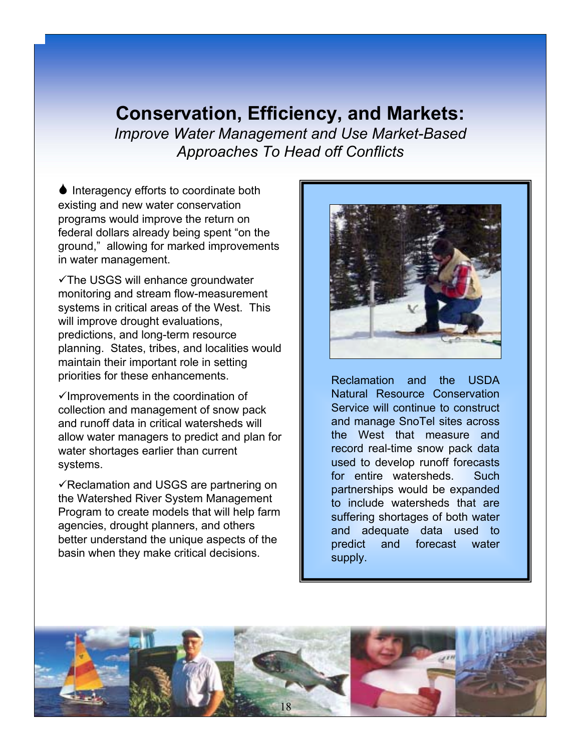# Conservation, Efficiency, and Markets:

*Improve Water Management and Use Market-Based Approaches To Head off Conflicts*

♦ Interagency efforts to coordinate both existing and new water conservation programs would improve the return on federal dollars already being spent "on the ground," allowing for marked improvements in water management.

✓The USGS will enhance groundwater monitoring and stream flow-measurement systems in critical areas of the West. This will improve drought evaluations, predictions, and long-term resource planning. States, tribes, and localities would maintain their important role in setting priorities for these enhancements.

✓Improvements in the coordination of collection and management of snow pack and runoff data in critical watersheds will allow water managers to predict and plan for water shortages earlier than current systems.

✓Reclamation and USGS are partnering on the Watershed River System Management Program to create models that will help farm agencies, drought planners, and others better understand the unique aspects of the basin when they make critical decisions.

Reclamation and the USDA Natural Resource Conservation Service will continue to construct and manage SnoTel sites across the West that measure and record real-time snow pack data used to develop runoff forecasts for entire watersheds. Such partnerships would be expanded to include watersheds that are suffering shortages of both water and adequate data used to predict and forecast water supply.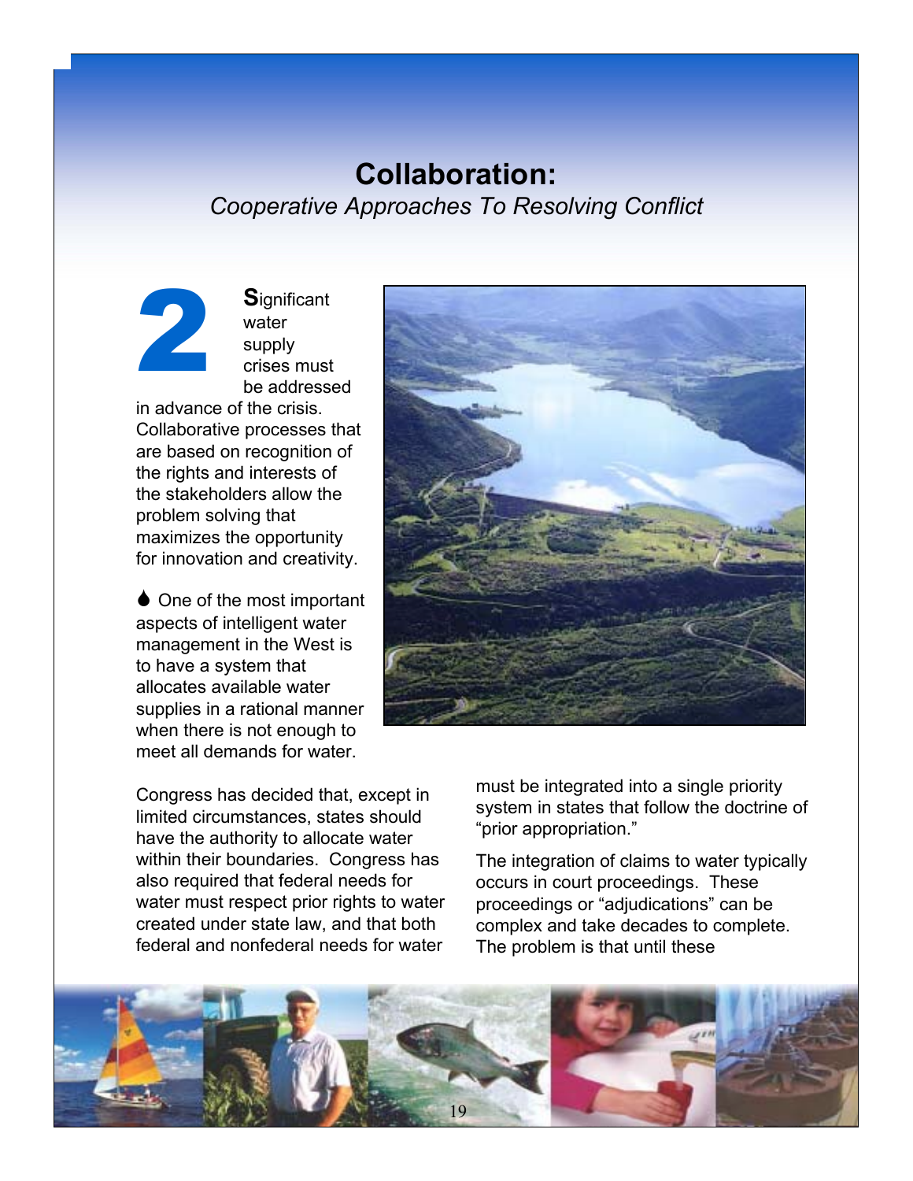# Collaboration:

*Cooperative Approaches To Resolving Conflict*

**2** **S**ignificant water supply crises must be addressed in advance of the crisis. Collaborative processes that are based on recognition of the rights and interests of the stakeholders allow the problem solving that maximizes the opportunity for innovation and creativity.

💧 One of the most important aspects of intelligent water management in the West is to have a system that allocates available water supplies in a rational manner when there is not enough to meet all demands for water.

Congress has decided that, except in limited circumstances, states should have the authority to allocate water within their boundaries. Congress has also required that federal needs for water must respect prior rights to water created under state law, and that both federal and nonfederal needs for water must be integrated into a single priority system in states that follow the doctrine of "prior appropriation."

The integration of claims to water typically occurs in court proceedings. These proceedings or "adjudications" can be complex and take decades to complete. The problem is that until these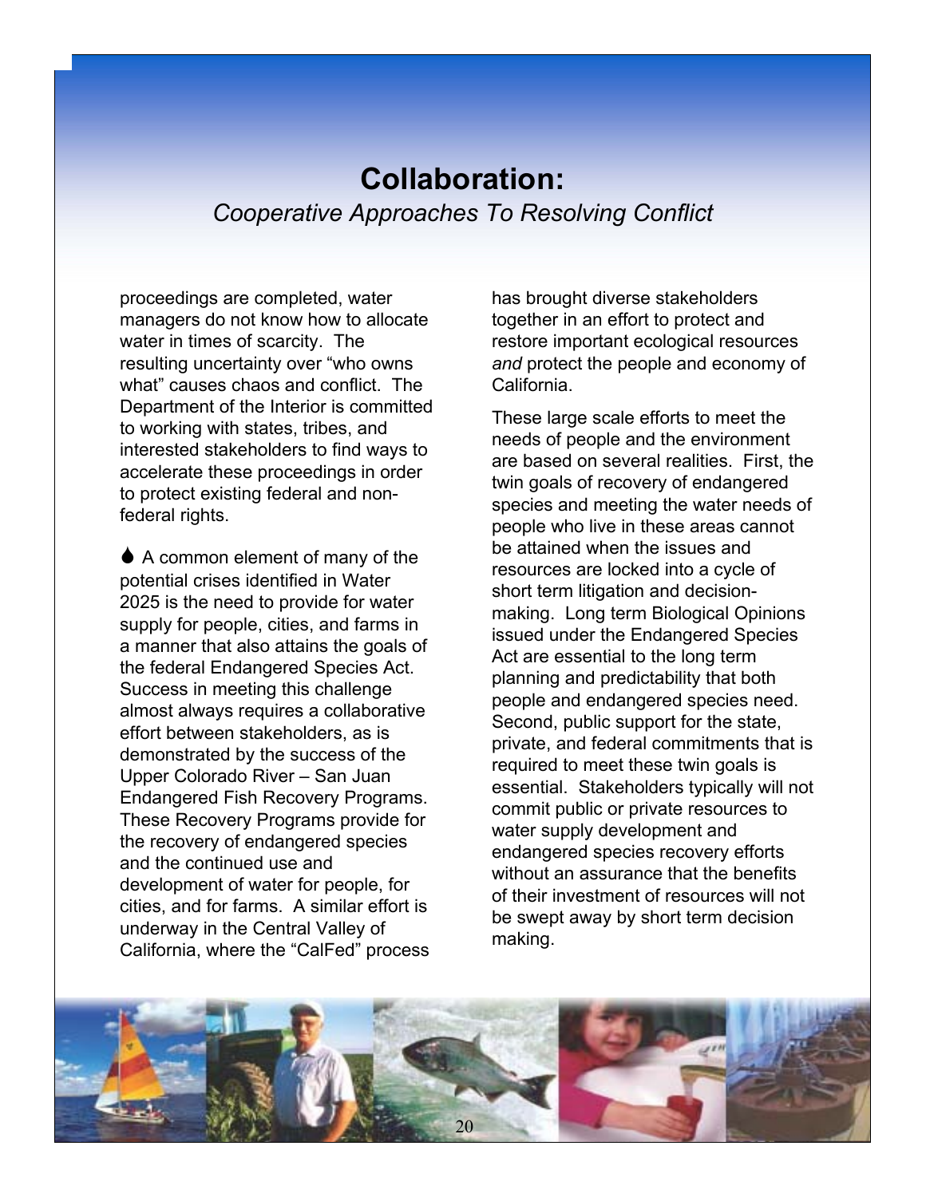# Collaboration:

*Cooperative Approaches To Resolving Conflict*

proceedings are completed, water managers do not know how to allocate water in times of scarcity. The resulting uncertainty over "who owns what" causes chaos and conflict. The Department of the Interior is committed to working with states, tribes, and interested stakeholders to find ways to accelerate these proceedings in order to protect existing federal and non-federal rights.

💧 A common element of many of the potential crises identified in Water 2025 is the need to provide for water supply for people, cities, and farms in a manner that also attains the goals of the federal Endangered Species Act. Success in meeting this challenge almost always requires a collaborative effort between stakeholders, as is demonstrated by the success of the Upper Colorado River – San Juan Endangered Fish Recovery Programs. These Recovery Programs provide for the recovery of endangered species and the continued use and development of water for people, for cities, and for farms. A similar effort is underway in the Central Valley of California, where the "CalFed" process has brought diverse stakeholders together in an effort to protect and restore important ecological resources *and* protect the people and economy of California.

These large scale efforts to meet the needs of people and the environment are based on several realities. First, the twin goals of recovery of endangered species and meeting the water needs of people who live in these areas cannot be attained when the issues and resources are locked into a cycle of short term litigation and decision-making. Long term Biological Opinions issued under the Endangered Species Act are essential to the long term planning and predictability that both people and endangered species need. Second, public support for the state, private, and federal commitments that is required to meet these twin goals is essential. Stakeholders typically will not commit public or private resources to water supply development and endangered species recovery efforts without an assurance that the benefits of their investment of resources will not be swept away by short term decision making.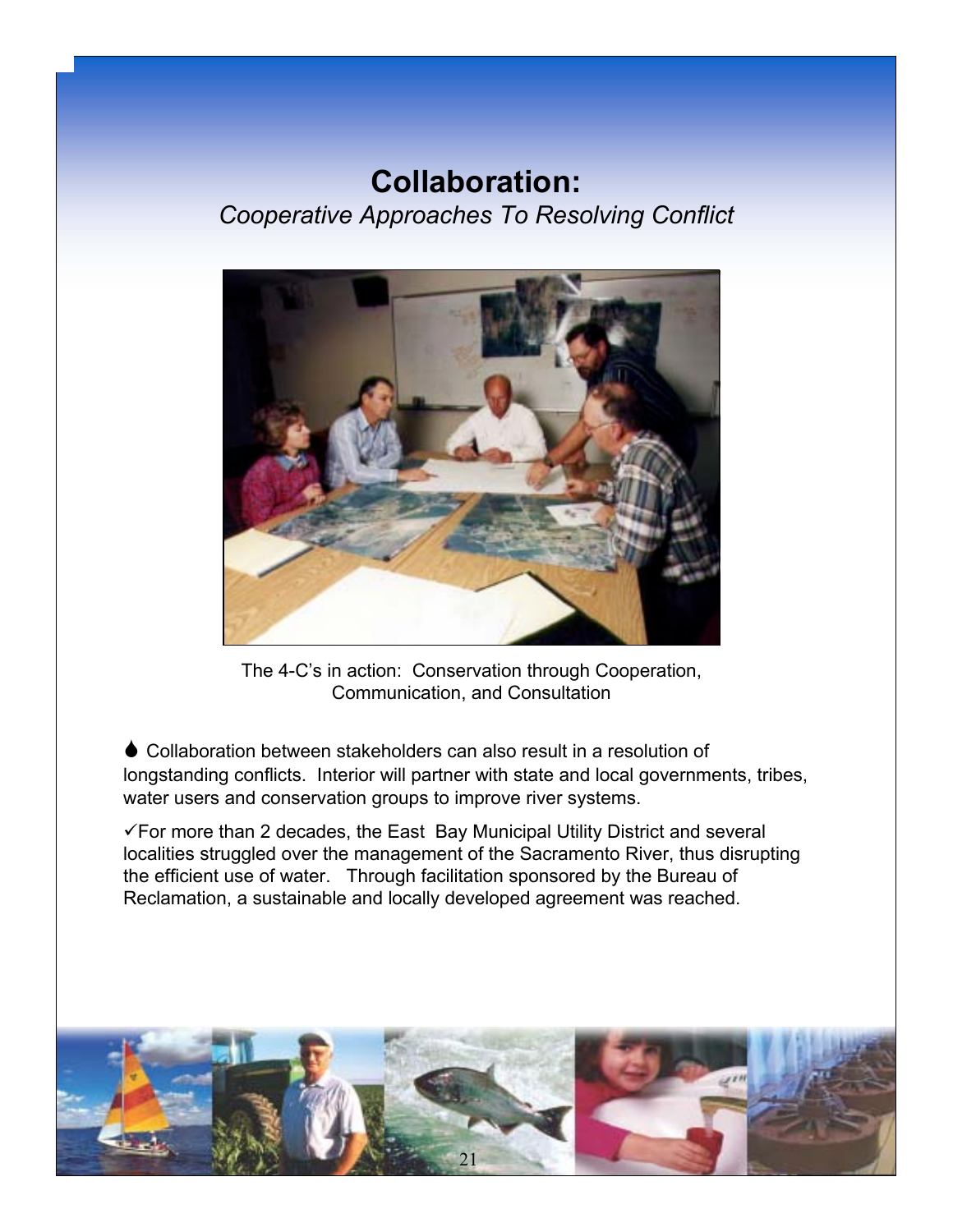# Collaboration:

*Cooperative Approaches To Resolving Conflict*

The 4-C's in action: Conservation through Cooperation, Communication, and Consultation

♦ Collaboration between stakeholders can also result in a resolution of longstanding conflicts. Interior will partner with state and local governments, tribes, water users and conservation groups to improve river systems.

✓For more than 2 decades, the East Bay Municipal Utility District and several localities struggled over the management of the Sacramento River, thus disrupting the efficient use of water. Through facilitation sponsored by the Bureau of Reclamation, a sustainable and locally developed agreement was reached.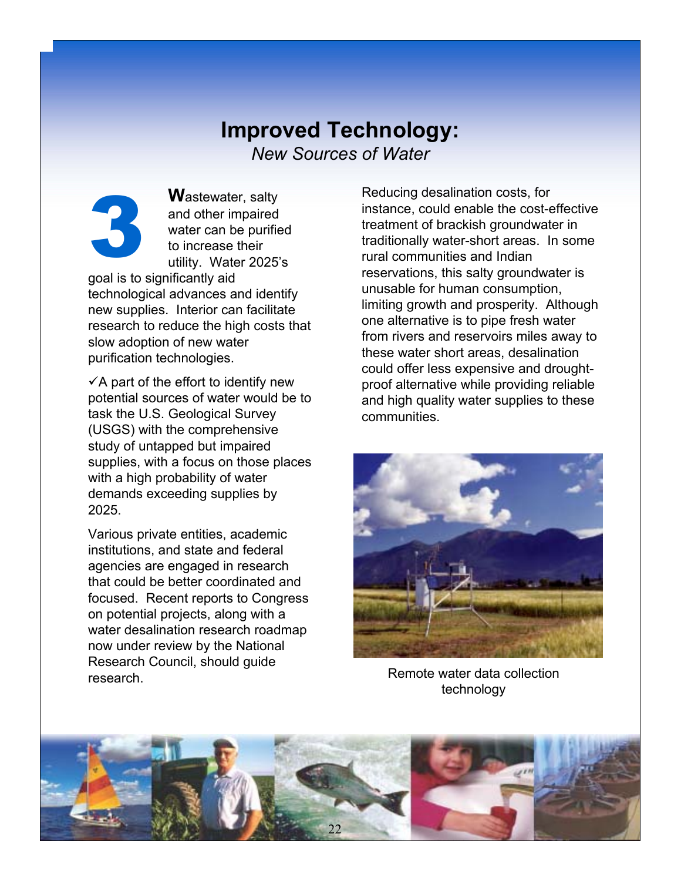# Improved Technology:

*New Sources of Water*

**3**

**W**astewater, salty and other impaired water can be purified to increase their utility. Water 2025's goal is to significantly aid technological advances and identify new supplies. Interior can facilitate research to reduce the high costs that slow adoption of new water purification technologies.

✓A part of the effort to identify new potential sources of water would be to task the U.S. Geological Survey (USGS) with the comprehensive study of untapped but impaired supplies, with a focus on those places with a high probability of water demands exceeding supplies by 2025.

Various private entities, academic institutions, and state and federal agencies are engaged in research that could be better coordinated and focused. Recent reports to Congress on potential projects, along with a water desalination research roadmap now under review by the National Research Council, should guide research.

Reducing desalination costs, for instance, could enable the cost-effective treatment of brackish groundwater in traditionally water-short areas. In some rural communities and Indian reservations, this salty groundwater is unusable for human consumption, limiting growth and prosperity. Although one alternative is to pipe fresh water from rivers and reservoirs miles away to these water short areas, desalination could offer less expensive and drought-proof alternative while providing reliable and high quality water supplies to these communities.

Remote water data collection technology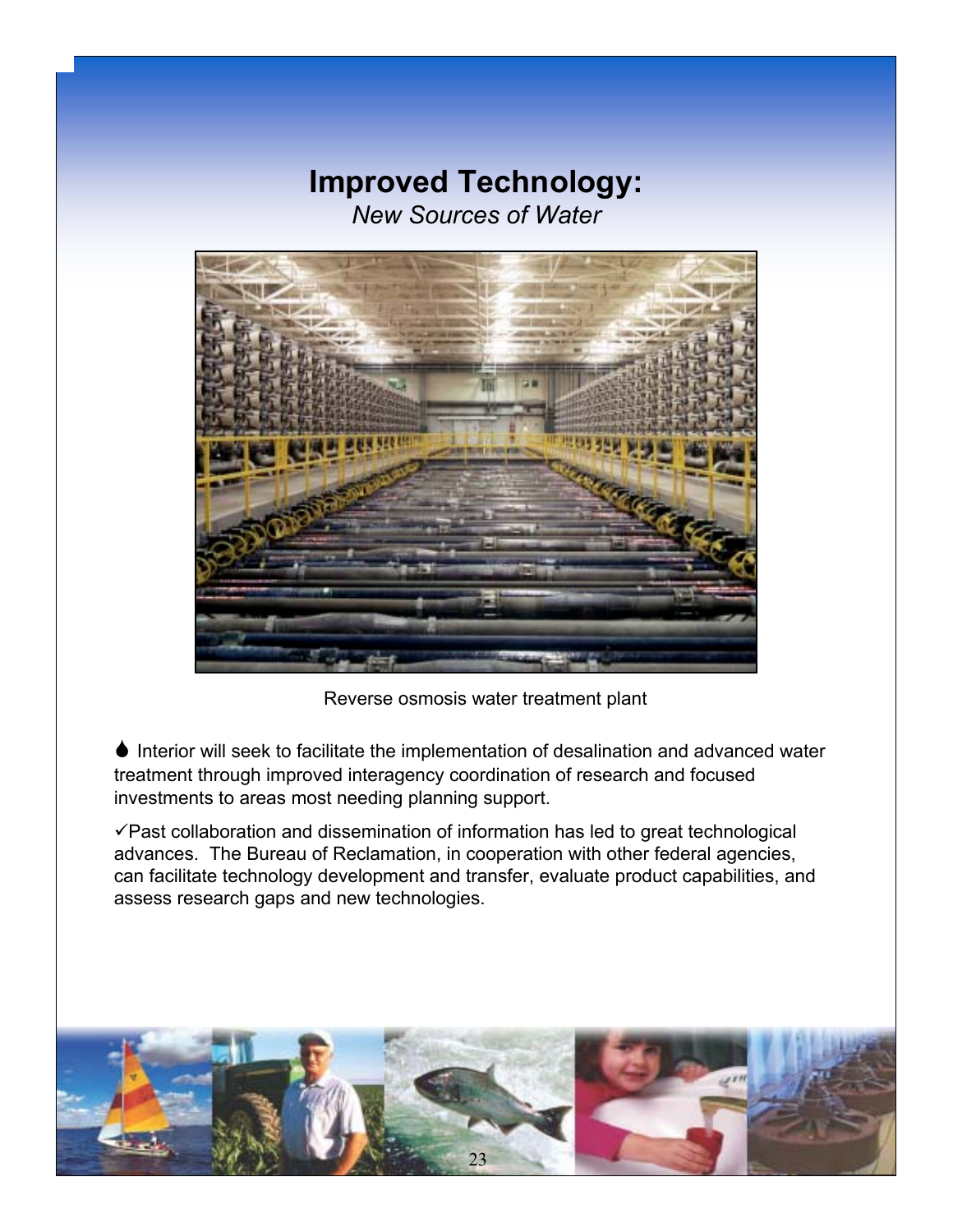# Improved Technology:

*New Sources of Water*

Reverse osmosis water treatment plant

♦ Interior will seek to facilitate the implementation of desalination and advanced water treatment through improved interagency coordination of research and focused investments to areas most needing planning support.

✓Past collaboration and dissemination of information has led to great technological advances. The Bureau of Reclamation, in cooperation with other federal agencies, can facilitate technology development and transfer, evaluate product capabilities, and assess research gaps and new technologies.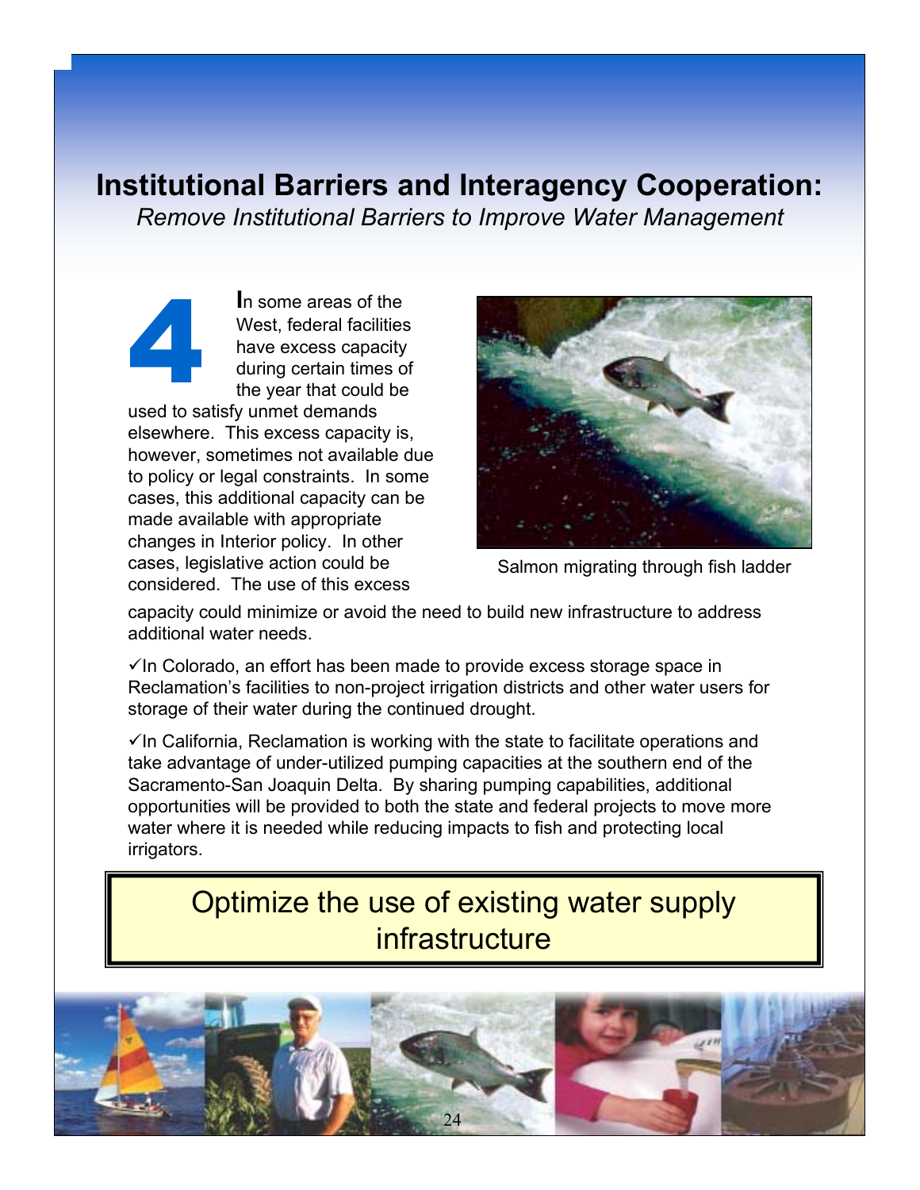# Institutional Barriers and Interagency Cooperation:

*Remove Institutional Barriers to Improve Water Management*

**4**

In some areas of the West, federal facilities have excess capacity during certain times of the year that could be used to satisfy unmet demands elsewhere. This excess capacity is, however, sometimes not available due to policy or legal constraints. In some cases, this additional capacity can be made available with appropriate changes in Interior policy. In other cases, legislative action could be considered. The use of this excess capacity could minimize or avoid the need to build new infrastructure to address additional water needs.

Salmon migrating through fish ladder

✓In Colorado, an effort has been made to provide excess storage space in Reclamation's facilities to non-project irrigation districts and other water users for storage of their water during the continued drought.

✓In California, Reclamation is working with the state to facilitate operations and take advantage of under-utilized pumping capacities at the southern end of the Sacramento-San Joaquin Delta. By sharing pumping capabilities, additional opportunities will be provided to both the state and federal projects to move more water where it is needed while reducing impacts to fish and protecting local irrigators.

Optimize the use of existing water supply infrastructure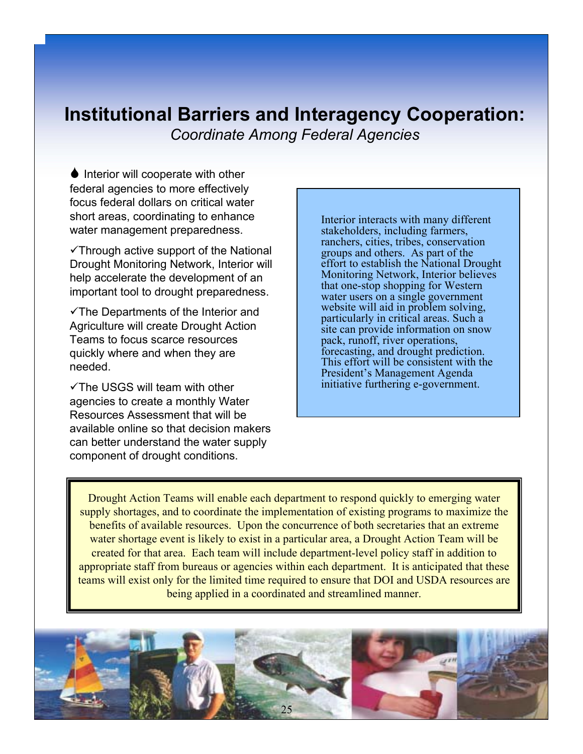# Institutional Barriers and Interagency Cooperation:

*Coordinate Among Federal Agencies*

⧫ Interior will cooperate with other federal agencies to more effectively focus federal dollars on critical water short areas, coordinating to enhance water management preparedness.

✓Through active support of the National Drought Monitoring Network, Interior will help accelerate the development of an important tool to drought preparedness.

✓The Departments of the Interior and Agriculture will create Drought Action Teams to focus scarce resources quickly where and when they are needed.

✓The USGS will team with other agencies to create a monthly Water Resources Assessment that will be available online so that decision makers can better understand the water supply component of drought conditions.

Interior interacts with many different stakeholders, including farmers, ranchers, cities, tribes, conservation groups and others. As part of the effort to establish the National Drought Monitoring Network, Interior believes that one-stop shopping for Western water users on a single government website will aid in problem solving, particularly in critical areas. Such a site can provide information on snow pack, runoff, river operations, forecasting, and drought prediction. This effort will be consistent with the President's Management Agenda initiative furthering e-government.

Drought Action Teams will enable each department to respond quickly to emerging water supply shortages, and to coordinate the implementation of existing programs to maximize the benefits of available resources. Upon the concurrence of both secretaries that an extreme water shortage event is likely to exist in a particular area, a Drought Action Team will be created for that area. Each team will include department-level policy staff in addition to appropriate staff from bureaus or agencies within each department. It is anticipated that these teams will exist only for the limited time required to ensure that DOI and USDA resources are being applied in a coordinated and streamlined manner.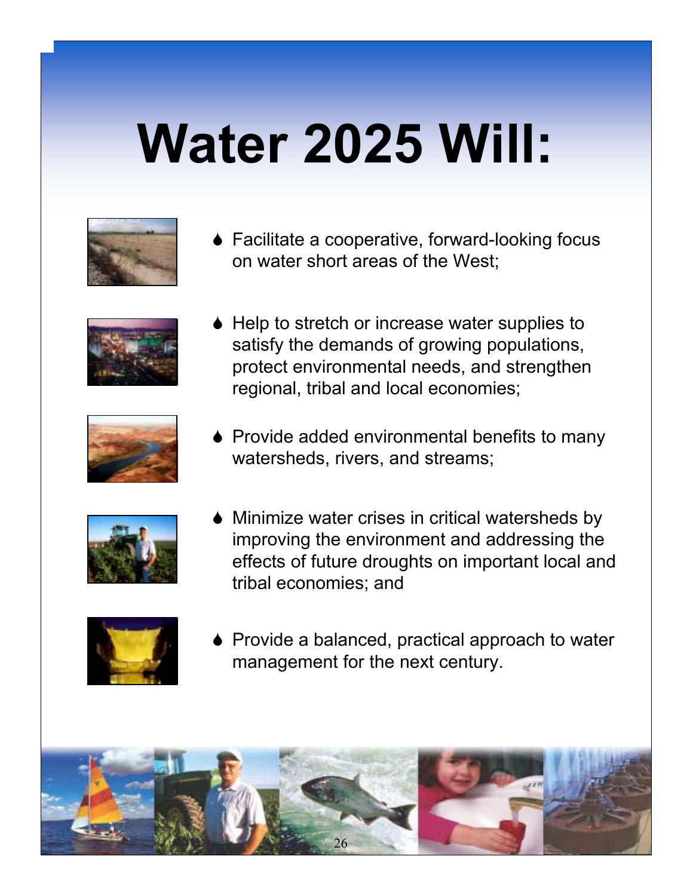# Water 2025 Will:

- Facilitate a cooperative, forward-looking focus on water short areas of the West;
- Help to stretch or increase water supplies to satisfy the demands of growing populations, protect environmental needs, and strengthen regional, tribal and local economies;
- Provide added environmental benefits to many watersheds, rivers, and streams;
- Minimize water crises in critical watersheds by improving the environment and addressing the effects of future droughts on important local and tribal economies; and
- Provide a balanced, practical approach to water management for the next century.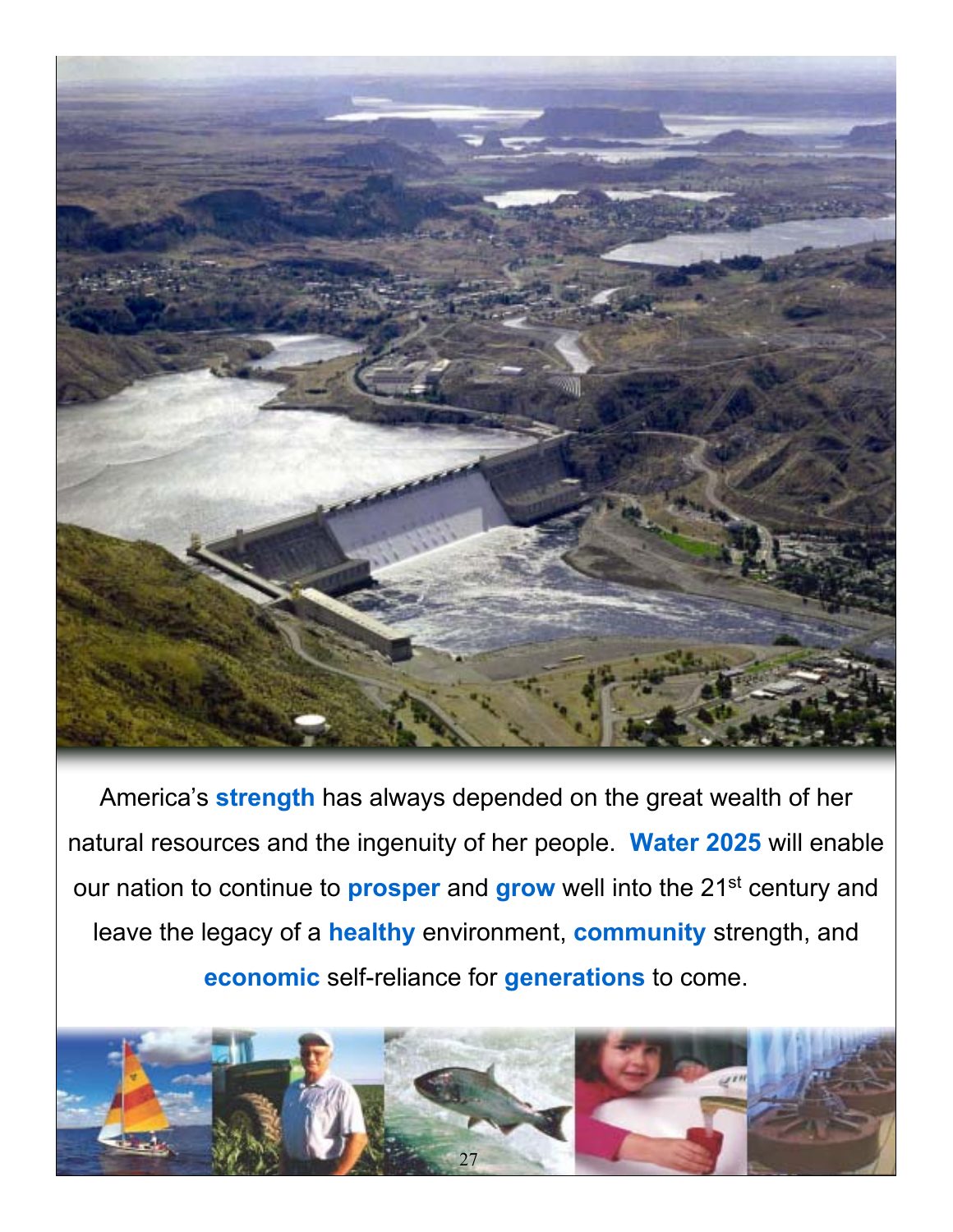America's **strength** has always depended on the great wealth of her natural resources and the ingenuity of her people. **Water 2025** will enable our nation to continue to **prosper** and **grow** well into the 21st century and leave the legacy of a **healthy** environment, **community** strength, and **economic** self-reliance for **generations** to come.